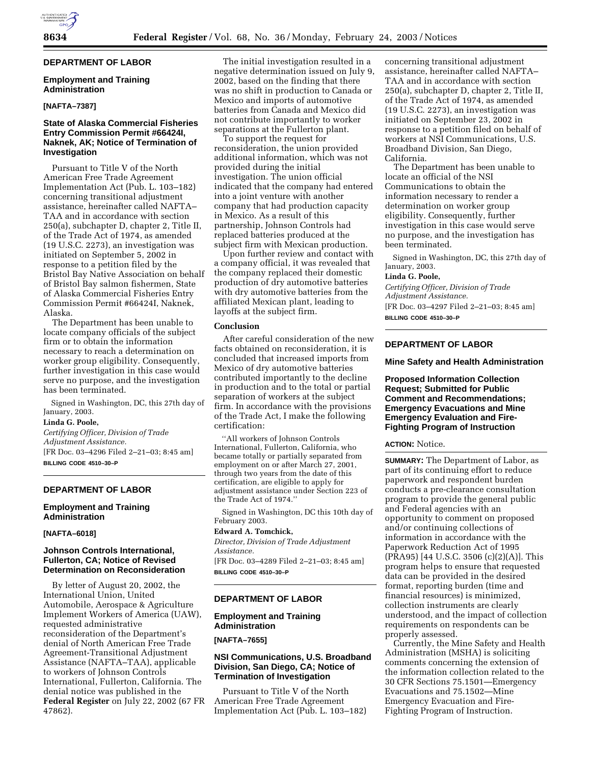## DEPARTMENT OF LABOR

### Employment and Training Administration

**[NAFTA–7387]**

### State of Alaska Commercial Fisheries Entry Commission Permit #66424I, Naknek, AK; Notice of Termination of Investigation

Pursuant to Title V of the North American Free Trade Agreement Implementation Act (Pub. L. 103–182) concerning transitional adjustment assistance, hereinafter called NAFTA–TAA and in accordance with section 250(a), subchapter D, chapter 2, Title II, of the Trade Act of 1974, as amended (19 U.S.C. 2273), an investigation was initiated on September 5, 2002 in response to a petition filed by the Bristol Bay Native Association on behalf of Bristol Bay salmon fishermen, State of Alaska Commercial Fisheries Entry Commission Permit #66424I, Naknek, Alaska.

The Department has been unable to locate company officials of the subject firm or to obtain the information necessary to reach a determination on worker group eligibility. Consequently, further investigation in this case would serve no purpose, and the investigation has been terminated.

Signed in Washington, DC, this 27th day of January, 2003.

**Linda G. Poole,**

*Certifying Officer, Division of Trade Adjustment Assistance.*

[FR Doc. 03–4296 Filed 2–21–03; 8:45 am]

**BILLING CODE 4510–30–P**

## DEPARTMENT OF LABOR

### Employment and Training Administration

**[NAFTA–6018]**

### Johnson Controls International, Fullerton, CA; Notice of Revised Determination on Reconsideration

By letter of August 20, 2002, the International Union, United Automobile, Aerospace & Agriculture Implement Workers of America (UAW), requested administrative reconsideration of the Department's denial of North American Free Trade Agreement-Transitional Adjustment Assistance (NAFTA–TAA), applicable to workers of Johnson Controls International, Fullerton, California. The denial notice was published in the **Federal Register** on July 22, 2002 (67 FR 47862).

The initial investigation resulted in a negative determination issued on July 9, 2002, based on the finding that there was no shift in production to Canada or Mexico and imports of automotive batteries from Canada and Mexico did not contribute importantly to worker separations at the Fullerton plant.

To support the request for reconsideration, the union provided additional information, which was not provided during the initial investigation. The union official indicated that the company had entered into a joint venture with another company that had production capacity in Mexico. As a result of this partnership, Johnson Controls had replaced batteries produced at the subject firm with Mexican production.

Upon further review and contact with a company official, it was revealed that the company replaced their domestic production of dry automotive batteries with dry automotive batteries from the affiliated Mexican plant, leading to layoffs at the subject firm.

#### Conclusion

After careful consideration of the new facts obtained on reconsideration, it is concluded that increased imports from Mexico of dry automotive batteries contributed importantly to the decline in production and to the total or partial separation of workers at the subject firm. In accordance with the provisions of the Trade Act, I make the following certification:

"All workers of Johnson Controls International, Fullerton, California, who became totally or partially separated from employment on or after March 27, 2001, through two years from the date of this certification, are eligible to apply for adjustment assistance under Section 223 of the Trade Act of 1974."

Signed in Washington, DC this 10th day of February 2003.

**Edward A. Tomchick,**

*Director, Division of Trade Adjustment Assistance.*

[FR Doc. 03–4289 Filed 2–21–03; 8:45 am]

**BILLING CODE 4510–30–P**

## DEPARTMENT OF LABOR

### Employment and Training Administration

**[NAFTA–7655]**

### NSI Communications, U.S. Broadband Division, San Diego, CA; Notice of Termination of Investigation

Pursuant to Title V of the North American Free Trade Agreement Implementation Act (Pub. L. 103–182) concerning transitional adjustment assistance, hereinafter called NAFTA–TAA and in accordance with section 250(a), subchapter D, chapter 2, Title II, of the Trade Act of 1974, as amended (19 U.S.C. 2273), an investigation was initiated on September 23, 2002 in response to a petition filed on behalf of workers at NSI Communications, U.S. Broadband Division, San Diego, California.

The Department has been unable to locate an official of the NSI Communications to obtain the information necessary to render a determination on worker group eligibility. Consequently, further investigation in this case would serve no purpose, and the investigation has been terminated.

Signed in Washington, DC, this 27th day of January, 2003.

**Linda G. Poole,**

*Certifying Officer, Division of Trade Adjustment Assistance.*

[FR Doc. 03–4297 Filed 2–21–03; 8:45 am]

**BILLING CODE 4510–30–P**

## DEPARTMENT OF LABOR

### Mine Safety and Health Administration

### Proposed Information Collection Request; Submitted for Public Comment and Recommendations; Emergency Evacuations and Mine Emergency Evaluation and Fire-Fighting Program of Instruction

**ACTION:** Notice.

**SUMMARY:** The Department of Labor, as part of its continuing effort to reduce paperwork and respondent burden conducts a pre-clearance consultation program to provide the general public and Federal agencies with an opportunity to comment on proposed and/or continuing collections of information in accordance with the Paperwork Reduction Act of 1995 (PRA95) [44 U.S.C. 3506 (c)(2)(A)]. This program helps to ensure that requested data can be provided in the desired format, reporting burden (time and financial resources) is minimized, collection instruments are clearly understood, and the impact of collection requirements on respondents can be properly assessed.

Currently, the Mine Safety and Health Administration (MSHA) is soliciting comments concerning the extension of the information collection related to the 30 CFR Sections 75.1501—Emergency Evacuations and 75.1502—Mine Emergency Evacuation and Fire-Fighting Program of Instruction.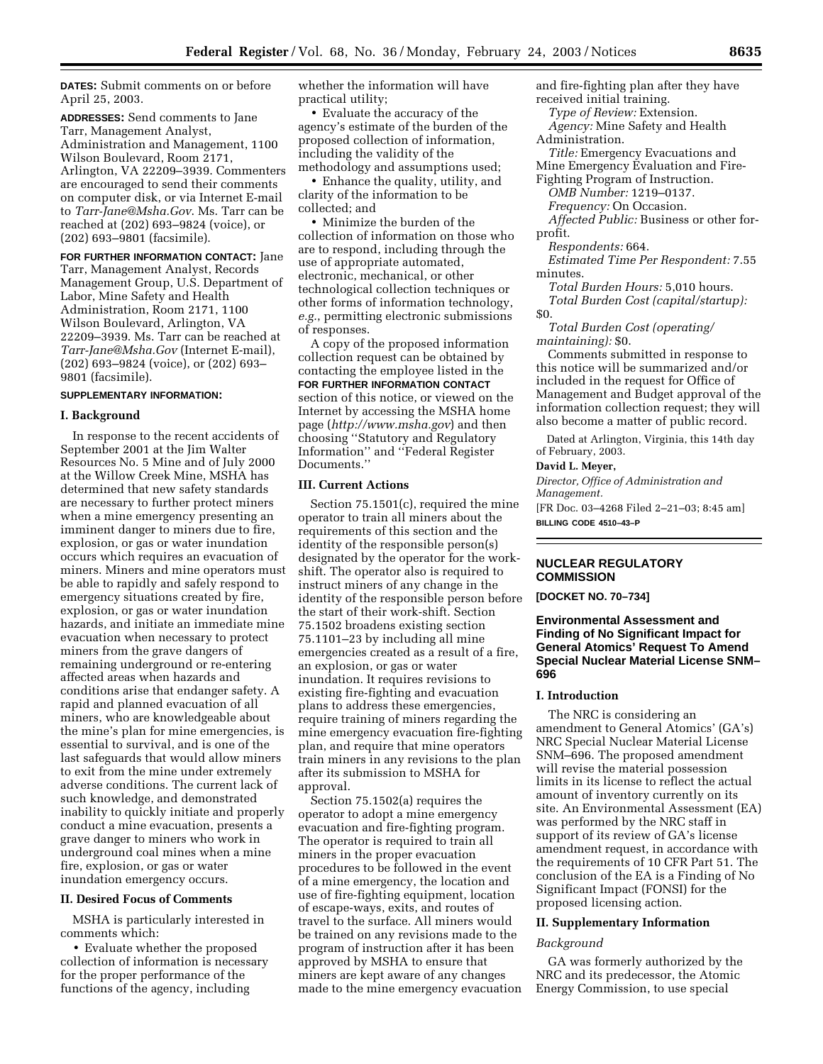**DATES:** Submit comments on or before April 25, 2003.

**ADDRESSES:** Send comments to Jane Tarr, Management Analyst, Administration and Management, 1100 Wilson Boulevard, Room 2171, Arlington, VA 22209–3939. Commenters are encouraged to send their comments on computer disk, or via Internet E-mail to *Tarr-Jane@Msha.Gov*. Ms. Tarr can be reached at (202) 693–9824 (voice), or (202) 693–9801 (facsimile).

**FOR FURTHER INFORMATION CONTACT:** Jane Tarr, Management Analyst, Records Management Group, U.S. Department of Labor, Mine Safety and Health Administration, Room 2171, 1100 Wilson Boulevard, Arlington, VA 22209–3939. Ms. Tarr can be reached at *Tarr-Jane@Msha.Gov* (Internet E-mail), (202) 693–9824 (voice), or (202) 693–9801 (facsimile).

**SUPPLEMENTARY INFORMATION:**

### I. Background

In response to the recent accidents of September 2001 at the Jim Walter Resources No. 5 Mine and of July 2000 at the Willow Creek Mine, MSHA has determined that new safety standards are necessary to further protect miners when a mine emergency presenting an imminent danger to miners due to fire, explosion, or gas or water inundation occurs which requires an evacuation of miners. Miners and mine operators must be able to rapidly and safely respond to emergency situations created by fire, explosion, or gas or water inundation hazards, and initiate an immediate mine evacuation when necessary to protect miners from the grave dangers of remaining underground or re-entering affected areas when hazards and conditions arise that endanger safety. A rapid and planned evacuation of all miners, who are knowledgeable about the mine's plan for mine emergencies, is essential to survival, and is one of the last safeguards that would allow miners to exit from the mine under extremely adverse conditions. The current lack of such knowledge, and demonstrated inability to quickly initiate and properly conduct a mine evacuation, presents a grave danger to miners who work in underground coal mines when a mine fire, explosion, or gas or water inundation emergency occurs.

### II. Desired Focus of Comments

MSHA is particularly interested in comments which:

• Evaluate whether the proposed collection of information is necessary for the proper performance of the functions of the agency, including whether the information will have practical utility;

• Evaluate the accuracy of the agency's estimate of the burden of the proposed collection of information, including the validity of the methodology and assumptions used;

• Enhance the quality, utility, and clarity of the information to be collected; and

• Minimize the burden of the collection of information on those who are to respond, including through the use of appropriate automated, electronic, mechanical, or other technological collection techniques or other forms of information technology, *e.g.*, permitting electronic submissions of responses.

A copy of the proposed information collection request can be obtained by contacting the employee listed in the **FOR FURTHER INFORMATION CONTACT** section of this notice, or viewed on the Internet by accessing the MSHA home page (*http://www.msha.gov*) and then choosing ''Statutory and Regulatory Information'' and ''Federal Register Documents.''

### III. Current Actions

Section 75.1501(c), required the mine operator to train all miners about the requirements of this section and the identity of the responsible person(s) designated by the operator for the work-shift. The operator also is required to instruct miners of any change in the identity of the responsible person before the start of their work-shift. Section 75.1502 broadens existing section 75.1101–23 by including all mine emergencies created as a result of a fire, an explosion, or gas or water inundation. It requires revisions to existing fire-fighting and evacuation plans to address these emergencies, require training of miners regarding the mine emergency evacuation fire-fighting plan, and require that mine operators train miners in any revisions to the plan after its submission to MSHA for approval.

Section 75.1502(a) requires the operator to adopt a mine emergency evacuation and fire-fighting program. The operator is required to train all miners in the proper evacuation procedures to be followed in the event of a mine emergency, the location and use of fire-fighting equipment, location of escape-ways, exits, and routes of travel to the surface. All miners would be trained on any revisions made to the program of instruction after it has been approved by MSHA to ensure that miners are kept aware of any changes made to the mine emergency evacuation and fire-fighting plan after they have received initial training.

*Type of Review:* Extension.

*Agency:* Mine Safety and Health Administration.

*Title:* Emergency Evacuations and Mine Emergency Evaluation and Fire-Fighting Program of Instruction.

*OMB Number:* 1219–0137.

*Frequency:* On Occasion.

*Affected Public:* Business or other for-profit.

*Respondents:* 664.

*Estimated Time Per Respondent:* 7.55 minutes.

*Total Burden Hours:* 5,010 hours.

*Total Burden Cost (capital/startup):* $0.

*Total Burden Cost (operating/maintaining):* $0.

Comments submitted in response to this notice will be summarized and/or included in the request for Office of Management and Budget approval of the information collection request; they will also become a matter of public record.

Dated at Arlington, Virginia, this 14th day of February, 2003.

**David L. Meyer,**

*Director, Office of Administration and Management.*

[FR Doc. 03–4268 Filed 2–21–03; 8:45 am]

**BILLING CODE 4510–43–P**

## NUCLEAR REGULATORY COMMISSION

**[DOCKET NO. 70–734]**

## Environmental Assessment and Finding of No Significant Impact for General Atomics' Request To Amend Special Nuclear Material License SNM–696

### I. Introduction

The NRC is considering an amendment to General Atomics' (GA's) NRC Special Nuclear Material License SNM–696. The proposed amendment will revise the material possession limits in its license to reflect the actual amount of inventory currently on its site. An Environmental Assessment (EA) was performed by the NRC staff in support of its review of GA's license amendment request, in accordance with the requirements of 10 CFR Part 51. The conclusion of the EA is a Finding of No Significant Impact (FONSI) for the proposed licensing action.

### II. Supplementary Information

*Background*

GA was formerly authorized by the NRC and its predecessor, the Atomic Energy Commission, to use special